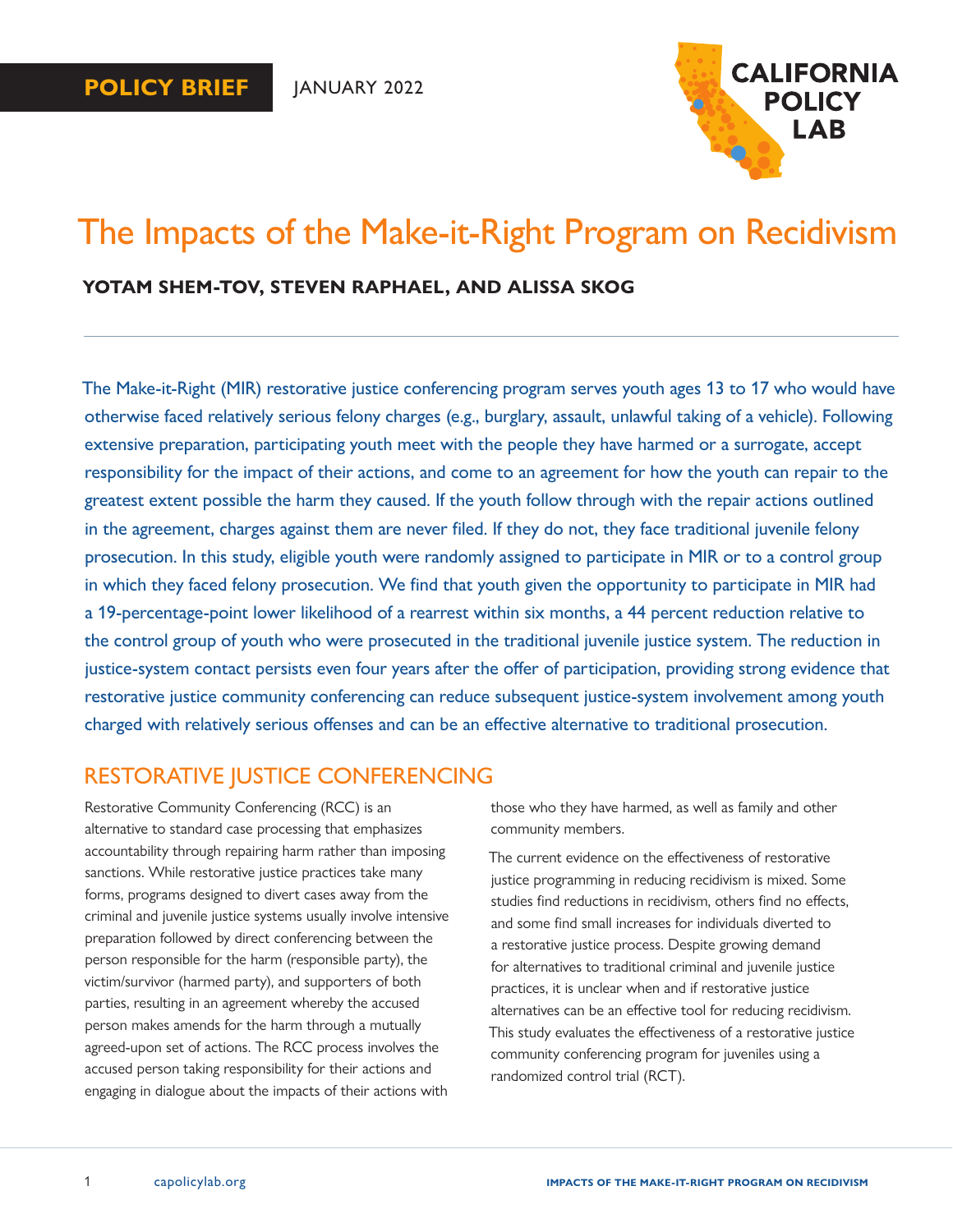POLICY BRIEF JANUARY 2022

CALIFORNIA POLICY LAB

# The Impacts of the Make-it-Right Program on Recidivism

**YOTAM SHEM-TOV, STEVEN RAPHAEL, AND ALISSA SKOG**

---

The Make-it-Right (MIR) restorative justice conferencing program serves youth ages 13 to 17 who would have otherwise faced relatively serious felony charges (e.g., burglary, assault, unlawful taking of a vehicle). Following extensive preparation, participating youth meet with the people they have harmed or a surrogate, accept responsibility for the impact of their actions, and come to an agreement for how the youth can repair to the greatest extent possible the harm they caused. If the youth follow through with the repair actions outlined in the agreement, charges against them are never filed. If they do not, they face traditional juvenile felony prosecution. In this study, eligible youth were randomly assigned to participate in MIR or to a control group in which they faced felony prosecution. We find that youth given the opportunity to participate in MIR had a 19-percentage-point lower likelihood of a rearrest within six months, a 44 percent reduction relative to the control group of youth who were prosecuted in the traditional juvenile justice system. The reduction in justice-system contact persists even four years after the offer of participation, providing strong evidence that restorative justice community conferencing can reduce subsequent justice-system involvement among youth charged with relatively serious offenses and can be an effective alternative to traditional prosecution.

## RESTORATIVE JUSTICE CONFERENCING

Restorative Community Conferencing (RCC) is an alternative to standard case processing that emphasizes accountability through repairing harm rather than imposing sanctions. While restorative justice practices take many forms, programs designed to divert cases away from the criminal and juvenile justice systems usually involve intensive preparation followed by direct conferencing between the person responsible for the harm (responsible party), the victim/survivor (harmed party), and supporters of both parties, resulting in an agreement whereby the accused person makes amends for the harm through a mutually agreed-upon set of actions. The RCC process involves the accused person taking responsibility for their actions and engaging in dialogue about the impacts of their actions with those who they have harmed, as well as family and other community members.

The current evidence on the effectiveness of restorative justice programming in reducing recidivism is mixed. Some studies find reductions in recidivism, others find no effects, and some find small increases for individuals diverted to a restorative justice process. Despite growing demand for alternatives to traditional criminal and juvenile justice practices, it is unclear when and if restorative justice alternatives can be an effective tool for reducing recidivism. This study evaluates the effectiveness of a restorative justice community conferencing program for juveniles using a randomized control trial (RCT).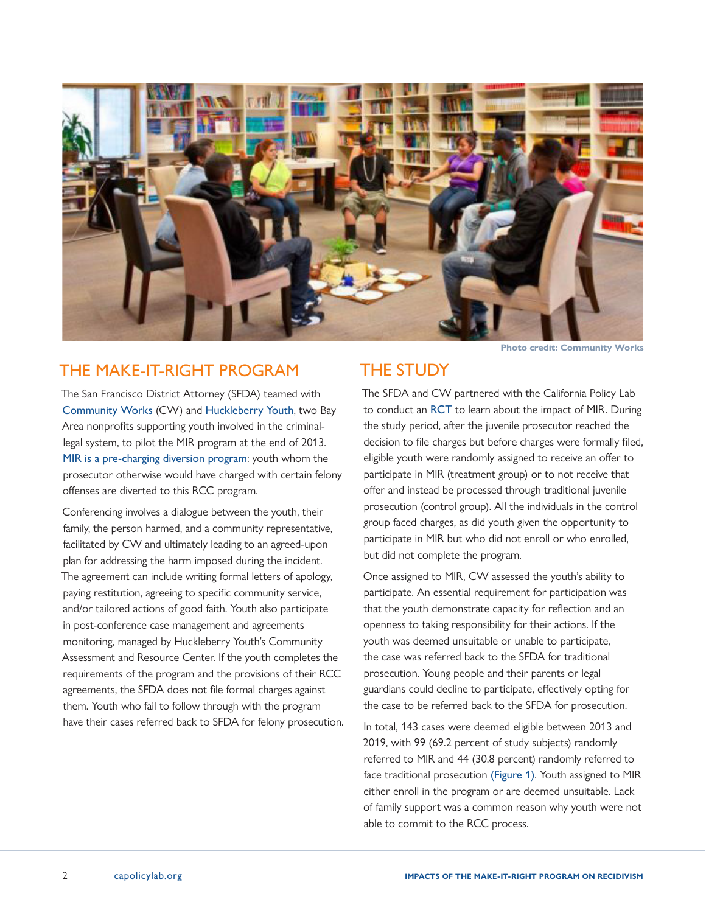Photo credit: Community Works

## THE MAKE-IT-RIGHT PROGRAM

The San Francisco District Attorney (SFDA) teamed with Community Works (CW) and Huckleberry Youth, two Bay Area nonprofits supporting youth involved in the criminal-legal system, to pilot the MIR program at the end of 2013. MIR is a pre-charging diversion program: youth whom the prosecutor otherwise would have charged with certain felony offenses are diverted to this RCC program.

Conferencing involves a dialogue between the youth, their family, the person harmed, and a community representative, facilitated by CW and ultimately leading to an agreed-upon plan for addressing the harm imposed during the incident. The agreement can include writing formal letters of apology, paying restitution, agreeing to specific community service, and/or tailored actions of good faith. Youth also participate in post-conference case management and agreements monitoring, managed by Huckleberry Youth's Community Assessment and Resource Center. If the youth completes the requirements of the program and the provisions of their RCC agreements, the SFDA does not file formal charges against them. Youth who fail to follow through with the program have their cases referred back to SFDA for felony prosecution.

## THE STUDY

The SFDA and CW partnered with the California Policy Lab to conduct an RCT to learn about the impact of MIR. During the study period, after the juvenile prosecutor reached the decision to file charges but before charges were formally filed, eligible youth were randomly assigned to receive an offer to participate in MIR (treatment group) or to not receive that offer and instead be processed through traditional juvenile prosecution (control group). All the individuals in the control group faced charges, as did youth given the opportunity to participate in MIR but who did not enroll or who enrolled, but did not complete the program.

Once assigned to MIR, CW assessed the youth's ability to participate. An essential requirement for participation was that the youth demonstrate capacity for reflection and an openness to taking responsibility for their actions. If the youth was deemed unsuitable or unable to participate, the case was referred back to the SFDA for traditional prosecution. Young people and their parents or legal guardians could decline to participate, effectively opting for the case to be referred back to the SFDA for prosecution.

In total, 143 cases were deemed eligible between 2013 and 2019, with 99 (69.2 percent of study subjects) randomly referred to MIR and 44 (30.8 percent) randomly referred to face traditional prosecution (Figure 1). Youth assigned to MIR either enroll in the program or are deemed unsuitable. Lack of family support was a common reason why youth were not able to commit to the RCC process.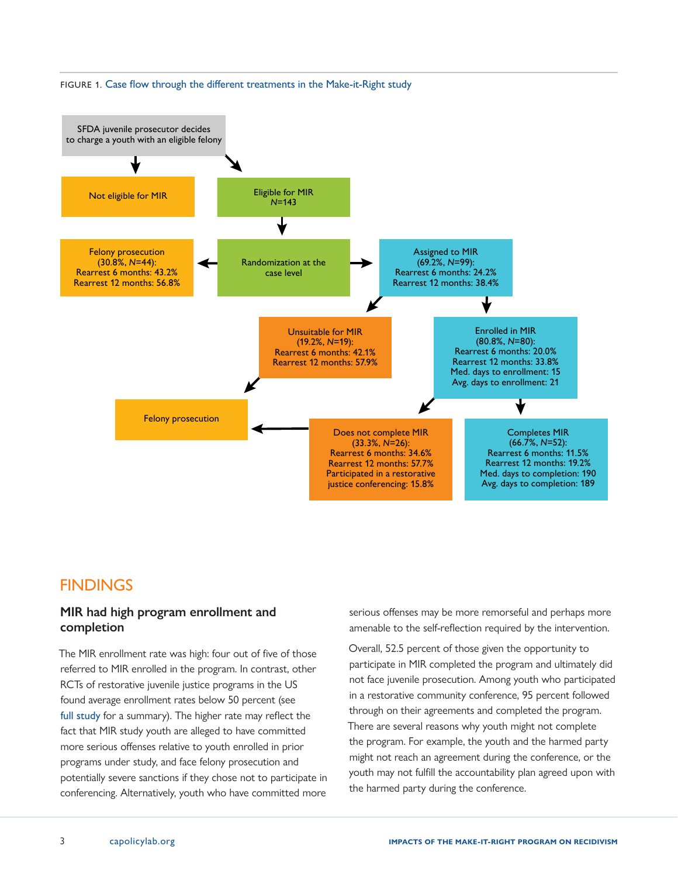FIGURE 1. Case flow through the different treatments in the Make-it-Right study

SFDA juvenile prosecutor decides to charge a youth with an eligible felony

Not eligible for MIR

Eligible for MIR
*N*=143

Randomization at the case level

Felony prosecution
(30.8%, *N*=44):
Rearrest 6 months: 43.2%
Rearrest 12 months: 56.8%

Assigned to MIR
(69.2%, *N*=99):
Rearrest 6 months: 24.2%
Rearrest 12 months: 38.4%

Unsuitable for MIR
(19.2%, *N*=19):
Rearrest 6 months: 42.1%
Rearrest 12 months: 57.9%

Enrolled in MIR
(80.8%, *N*=80):
Rearrest 6 months: 20.0%
Rearrest 12 months: 33.8%
Med. days to enrollment: 15
Avg. days to enrollment: 21

Felony prosecution

Does not complete MIR
(33.3%, *N*=26):
Rearrest 6 months: 34.6%
Rearrest 12 months: 57.7%
Participated in a restorative justice conferencing: 15.8%

Completes MIR
(66.7%, *N*=52):
Rearrest 6 months: 11.5%
Rearrest 12 months: 19.2%
Med. days to completion: 190
Avg. days to completion: 189

## FINDINGS

### MIR had high program enrollment and completion

The MIR enrollment rate was high: four out of five of those referred to MIR enrolled in the program. In contrast, other RCTs of restorative juvenile justice programs in the US found average enrollment rates below 50 percent (see full study for a summary). The higher rate may reflect the fact that MIR study youth are alleged to have committed more serious offenses relative to youth enrolled in prior programs under study, and face felony prosecution and potentially severe sanctions if they chose not to participate in conferencing. Alternatively, youth who have committed more serious offenses may be more remorseful and perhaps more amenable to the self-reflection required by the intervention.

Overall, 52.5 percent of those given the opportunity to participate in MIR completed the program and ultimately did not face juvenile prosecution. Among youth who participated in a restorative community conference, 95 percent followed through on their agreements and completed the program. There are several reasons why youth might not complete the program. For example, the youth and the harmed party might not reach an agreement during the conference, or the youth may not fulfill the accountability plan agreed upon with the harmed party during the conference.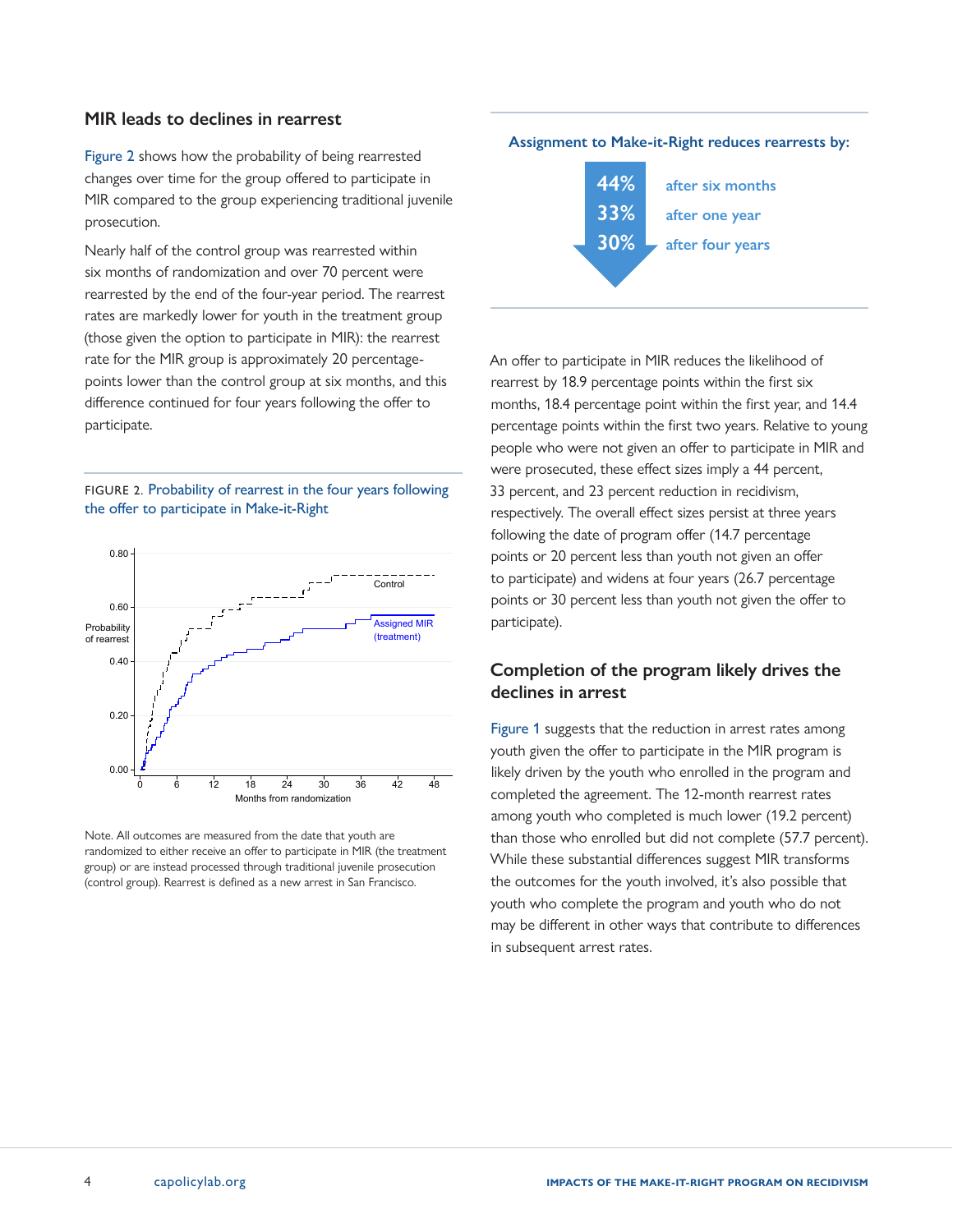## MIR leads to declines in rearrest

Figure 2 shows how the probability of being rearrested changes over time for the group offered to participate in MIR compared to the group experiencing traditional juvenile prosecution.

Nearly half of the control group was rearrested within six months of randomization and over 70 percent were rearrested by the end of the four-year period. The rearrest rates are markedly lower for youth in the treatment group (those given the option to participate in MIR): the rearrest rate for the MIR group is approximately 20 percentage-points lower than the control group at six months, and this difference continued for four years following the offer to participate.

FIGURE 2. Probability of rearrest in the four years following the offer to participate in Make-it-Right

Note. All outcomes are measured from the date that youth are randomized to either receive an offer to participate in MIR (the treatment group) or are instead processed through traditional juvenile prosecution (control group). Rearrest is defined as a new arrest in San Francisco.

**Assignment to Make-it-Right reduces rearrests by:**

- **44%** after six months
- **33%** after one year
- **30%** after four years

An offer to participate in MIR reduces the likelihood of rearrest by 18.9 percentage points within the first six months, 18.4 percentage point within the first year, and 14.4 percentage points within the first two years. Relative to young people who were not given an offer to participate in MIR and were prosecuted, these effect sizes imply a 44 percent, 33 percent, and 23 percent reduction in recidivism, respectively. The overall effect sizes persist at three years following the date of program offer (14.7 percentage points or 20 percent less than youth not given an offer to participate) and widens at four years (26.7 percentage points or 30 percent less than youth not given the offer to participate).

## Completion of the program likely drives the declines in arrest

Figure 1 suggests that the reduction in arrest rates among youth given the offer to participate in the MIR program is likely driven by the youth who enrolled in the program and completed the agreement. The 12-month rearrest rates among youth who completed is much lower (19.2 percent) than those who enrolled but did not complete (57.7 percent). While these substantial differences suggest MIR transforms the outcomes for the youth involved, it's also possible that youth who complete the program and youth who do not may be different in other ways that contribute to differences in subsequent arrest rates.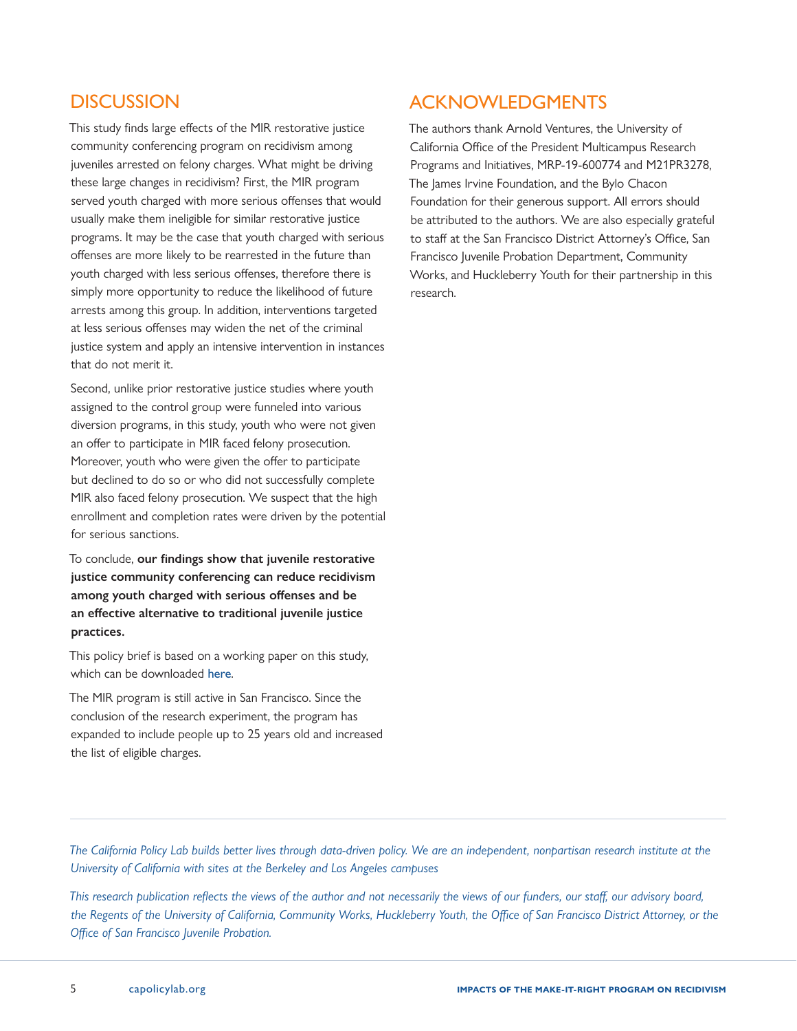## DISCUSSION

This study finds large effects of the MIR restorative justice community conferencing program on recidivism among juveniles arrested on felony charges. What might be driving these large changes in recidivism? First, the MIR program served youth charged with more serious offenses that would usually make them ineligible for similar restorative justice programs. It may be the case that youth charged with serious offenses are more likely to be rearrested in the future than youth charged with less serious offenses, therefore there is simply more opportunity to reduce the likelihood of future arrests among this group. In addition, interventions targeted at less serious offenses may widen the net of the criminal justice system and apply an intensive intervention in instances that do not merit it.

Second, unlike prior restorative justice studies where youth assigned to the control group were funneled into various diversion programs, in this study, youth who were not given an offer to participate in MIR faced felony prosecution. Moreover, youth who were given the offer to participate but declined to do so or who did not successfully complete MIR also faced felony prosecution. We suspect that the high enrollment and completion rates were driven by the potential for serious sanctions.

To conclude, **our findings show that juvenile restorative justice community conferencing can reduce recidivism among youth charged with serious offenses and be an effective alternative to traditional juvenile justice practices.**

This policy brief is based on a working paper on this study, which can be downloaded here.

The MIR program is still active in San Francisco. Since the conclusion of the research experiment, the program has expanded to include people up to 25 years old and increased the list of eligible charges.

## ACKNOWLEDGMENTS

The authors thank Arnold Ventures, the University of California Office of the President Multicampus Research Programs and Initiatives, MRP-19-600774 and M21PR3278, The James Irvine Foundation, and the Bylo Chacon Foundation for their generous support. All errors should be attributed to the authors. We are also especially grateful to staff at the San Francisco District Attorney's Office, San Francisco Juvenile Probation Department, Community Works, and Huckleberry Youth for their partnership in this research.

---

*The California Policy Lab builds better lives through data-driven policy. We are an independent, nonpartisan research institute at the University of California with sites at the Berkeley and Los Angeles campuses*

*This research publication reflects the views of the author and not necessarily the views of our funders, our staff, our advisory board, the Regents of the University of California, Community Works, Huckleberry Youth, the Office of San Francisco District Attorney, or the Office of San Francisco Juvenile Probation.*